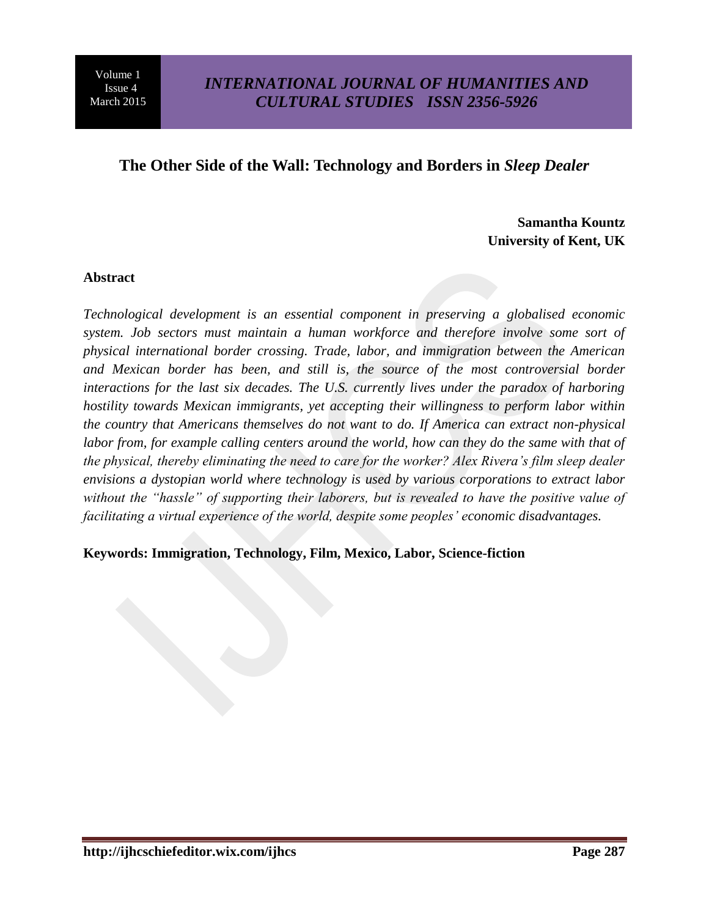# The Other Side of the Wall: Technology and Borders in *Sleep Dealer*

**Samantha Kountz**
**University of Kent, UK**

## Abstract

*Technological development is an essential component in preserving a globalised economic system. Job sectors must maintain a human workforce and therefore involve some sort of physical international border crossing. Trade, labor, and immigration between the American and Mexican border has been, and still is, the source of the most controversial border interactions for the last six decades. The U.S. currently lives under the paradox of harboring hostility towards Mexican immigrants, yet accepting their willingness to perform labor within the country that Americans themselves do not want to do. If America can extract non-physical labor from, for example calling centers around the world, how can they do the same with that of the physical, thereby eliminating the need to care for the worker? Alex Rivera's film sleep dealer envisions a dystopian world where technology is used by various corporations to extract labor without the "hassle" of supporting their laborers, but is revealed to have the positive value of facilitating a virtual experience of the world, despite some peoples' economic disadvantages.*

**Keywords: Immigration, Technology, Film, Mexico, Labor, Science-fiction**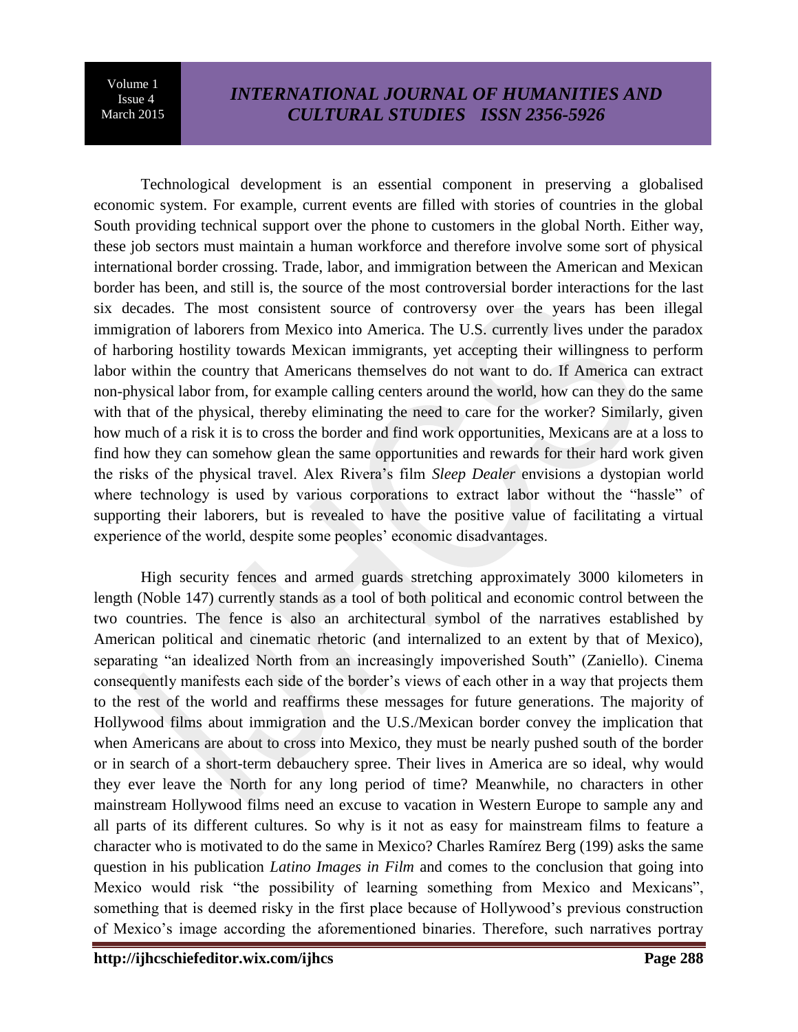Technological development is an essential component in preserving a globalised economic system. For example, current events are filled with stories of countries in the global South providing technical support over the phone to customers in the global North. Either way, these job sectors must maintain a human workforce and therefore involve some sort of physical international border crossing. Trade, labor, and immigration between the American and Mexican border has been, and still is, the source of the most controversial border interactions for the last six decades. The most consistent source of controversy over the years has been illegal immigration of laborers from Mexico into America. The U.S. currently lives under the paradox of harboring hostility towards Mexican immigrants, yet accepting their willingness to perform labor within the country that Americans themselves do not want to do. If America can extract non-physical labor from, for example calling centers around the world, how can they do the same with that of the physical, thereby eliminating the need to care for the worker? Similarly, given how much of a risk it is to cross the border and find work opportunities, Mexicans are at a loss to find how they can somehow glean the same opportunities and rewards for their hard work given the risks of the physical travel. Alex Rivera's film *Sleep Dealer* envisions a dystopian world where technology is used by various corporations to extract labor without the "hassle" of supporting their laborers, but is revealed to have the positive value of facilitating a virtual experience of the world, despite some peoples' economic disadvantages.

High security fences and armed guards stretching approximately 3000 kilometers in length (Noble 147) currently stands as a tool of both political and economic control between the two countries. The fence is also an architectural symbol of the narratives established by American political and cinematic rhetoric (and internalized to an extent by that of Mexico), separating "an idealized North from an increasingly impoverished South" (Zaniello). Cinema consequently manifests each side of the border's views of each other in a way that projects them to the rest of the world and reaffirms these messages for future generations. The majority of Hollywood films about immigration and the U.S./Mexican border convey the implication that when Americans are about to cross into Mexico, they must be nearly pushed south of the border or in search of a short-term debauchery spree. Their lives in America are so ideal, why would they ever leave the North for any long period of time? Meanwhile, no characters in other mainstream Hollywood films need an excuse to vacation in Western Europe to sample any and all parts of its different cultures. So why is it not as easy for mainstream films to feature a character who is motivated to do the same in Mexico? Charles Ramírez Berg (199) asks the same question in his publication *Latino Images in Film* and comes to the conclusion that going into Mexico would risk "the possibility of learning something from Mexico and Mexicans", something that is deemed risky in the first place because of Hollywood's previous construction of Mexico's image according the aforementioned binaries. Therefore, such narratives portray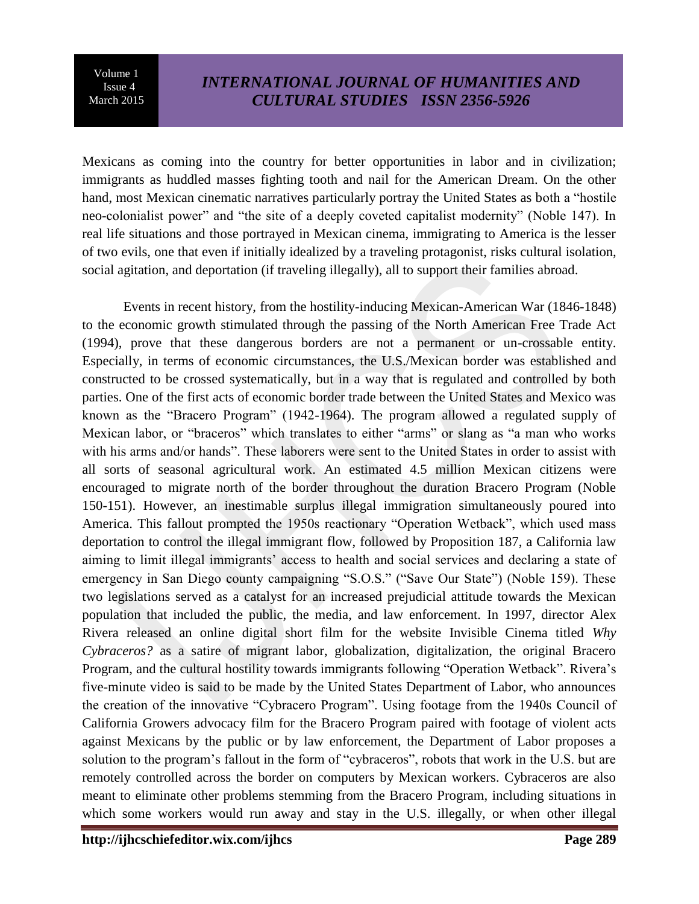Mexicans as coming into the country for better opportunities in labor and in civilization; immigrants as huddled masses fighting tooth and nail for the American Dream. On the other hand, most Mexican cinematic narratives particularly portray the United States as both a "hostile neo-colonialist power" and "the site of a deeply coveted capitalist modernity" (Noble 147). In real life situations and those portrayed in Mexican cinema, immigrating to America is the lesser of two evils, one that even if initially idealized by a traveling protagonist, risks cultural isolation, social agitation, and deportation (if traveling illegally), all to support their families abroad.

Events in recent history, from the hostility-inducing Mexican-American War (1846-1848) to the economic growth stimulated through the passing of the North American Free Trade Act (1994), prove that these dangerous borders are not a permanent or un-crossable entity. Especially, in terms of economic circumstances, the U.S./Mexican border was established and constructed to be crossed systematically, but in a way that is regulated and controlled by both parties. One of the first acts of economic border trade between the United States and Mexico was known as the "Bracero Program" (1942-1964). The program allowed a regulated supply of Mexican labor, or "braceros" which translates to either "arms" or slang as "a man who works with his arms and/or hands". These laborers were sent to the United States in order to assist with all sorts of seasonal agricultural work. An estimated 4.5 million Mexican citizens were encouraged to migrate north of the border throughout the duration Bracero Program (Noble 150-151). However, an inestimable surplus illegal immigration simultaneously poured into America. This fallout prompted the 1950s reactionary "Operation Wetback", which used mass deportation to control the illegal immigrant flow, followed by Proposition 187, a California law aiming to limit illegal immigrants' access to health and social services and declaring a state of emergency in San Diego county campaigning "S.O.S." ("Save Our State") (Noble 159). These two legislations served as a catalyst for an increased prejudicial attitude towards the Mexican population that included the public, the media, and law enforcement. In 1997, director Alex Rivera released an online digital short film for the website Invisible Cinema titled *Why Cybraceros?* as a satire of migrant labor, globalization, digitalization, the original Bracero Program, and the cultural hostility towards immigrants following "Operation Wetback". Rivera's five-minute video is said to be made by the United States Department of Labor, who announces the creation of the innovative "Cybracero Program". Using footage from the 1940s Council of California Growers advocacy film for the Bracero Program paired with footage of violent acts against Mexicans by the public or by law enforcement, the Department of Labor proposes a solution to the program's fallout in the form of "cybraceros", robots that work in the U.S. but are remotely controlled across the border on computers by Mexican workers. Cybraceros are also meant to eliminate other problems stemming from the Bracero Program, including situations in which some workers would run away and stay in the U.S. illegally, or when other illegal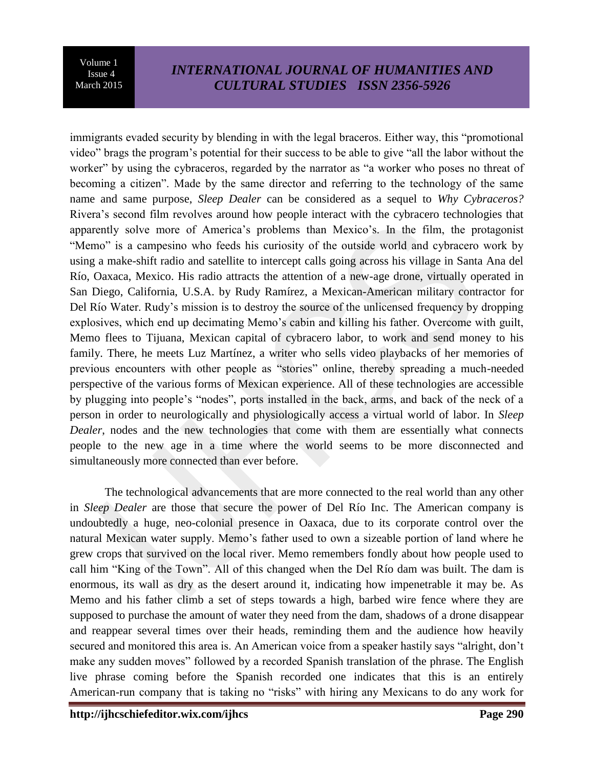immigrants evaded security by blending in with the legal braceros. Either way, this "promotional video" brags the program's potential for their success to be able to give "all the labor without the worker" by using the cybraceros, regarded by the narrator as "a worker who poses no threat of becoming a citizen". Made by the same director and referring to the technology of the same name and same purpose, *Sleep Dealer* can be considered as a sequel to *Why Cybraceros?* Rivera's second film revolves around how people interact with the cybracero technologies that apparently solve more of America's problems than Mexico's. In the film, the protagonist "Memo" is a campesino who feeds his curiosity of the outside world and cybracero work by using a make-shift radio and satellite to intercept calls going across his village in Santa Ana del Río, Oaxaca, Mexico. His radio attracts the attention of a new-age drone, virtually operated in San Diego, California, U.S.A. by Rudy Ramírez, a Mexican-American military contractor for Del Río Water. Rudy's mission is to destroy the source of the unlicensed frequency by dropping explosives, which end up decimating Memo's cabin and killing his father. Overcome with guilt, Memo flees to Tijuana, Mexican capital of cybracero labor, to work and send money to his family. There, he meets Luz Martínez, a writer who sells video playbacks of her memories of previous encounters with other people as "stories" online, thereby spreading a much-needed perspective of the various forms of Mexican experience. All of these technologies are accessible by plugging into people's "nodes", ports installed in the back, arms, and back of the neck of a person in order to neurologically and physiologically access a virtual world of labor. In *Sleep Dealer*, nodes and the new technologies that come with them are essentially what connects people to the new age in a time where the world seems to be more disconnected and simultaneously more connected than ever before.

The technological advancements that are more connected to the real world than any other in *Sleep Dealer* are those that secure the power of Del Río Inc. The American company is undoubtedly a huge, neo-colonial presence in Oaxaca, due to its corporate control over the natural Mexican water supply. Memo's father used to own a sizeable portion of land where he grew crops that survived on the local river. Memo remembers fondly about how people used to call him "King of the Town". All of this changed when the Del Río dam was built. The dam is enormous, its wall as dry as the desert around it, indicating how impenetrable it may be. As Memo and his father climb a set of steps towards a high, barbed wire fence where they are supposed to purchase the amount of water they need from the dam, shadows of a drone disappear and reappear several times over their heads, reminding them and the audience how heavily secured and monitored this area is. An American voice from a speaker hastily says "alright, don't make any sudden moves" followed by a recorded Spanish translation of the phrase. The English live phrase coming before the Spanish recorded one indicates that this is an entirely American-run company that is taking no "risks" with hiring any Mexicans to do any work for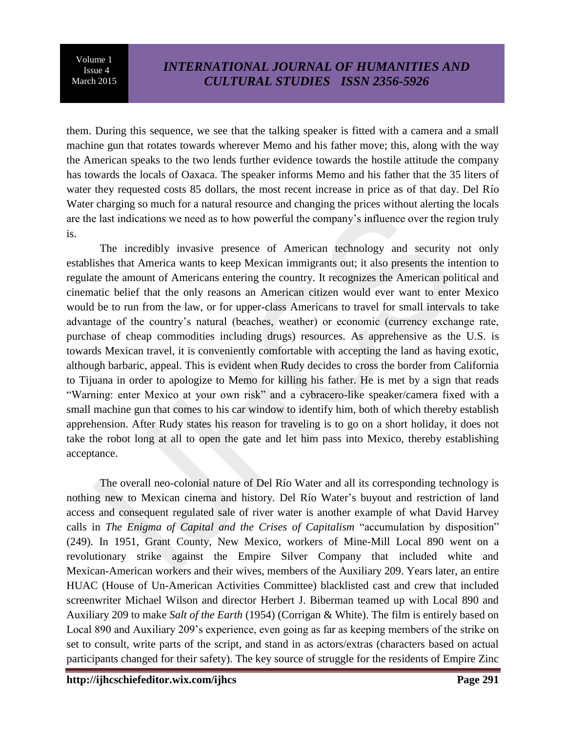them. During this sequence, we see that the talking speaker is fitted with a camera and a small machine gun that rotates towards wherever Memo and his father move; this, along with the way the American speaks to the two lends further evidence towards the hostile attitude the company has towards the locals of Oaxaca. The speaker informs Memo and his father that the 35 liters of water they requested costs 85 dollars, the most recent increase in price as of that day. Del Río Water charging so much for a natural resource and changing the prices without alerting the locals are the last indications we need as to how powerful the company's influence over the region truly is.

The incredibly invasive presence of American technology and security not only establishes that America wants to keep Mexican immigrants out; it also presents the intention to regulate the amount of Americans entering the country. It recognizes the American political and cinematic belief that the only reasons an American citizen would ever want to enter Mexico would be to run from the law, or for upper-class Americans to travel for small intervals to take advantage of the country's natural (beaches, weather) or economic (currency exchange rate, purchase of cheap commodities including drugs) resources. As apprehensive as the U.S. is towards Mexican travel, it is conveniently comfortable with accepting the land as having exotic, although barbaric, appeal. This is evident when Rudy decides to cross the border from California to Tijuana in order to apologize to Memo for killing his father. He is met by a sign that reads "Warning: enter Mexico at your own risk" and a cybracero-like speaker/camera fixed with a small machine gun that comes to his car window to identify him, both of which thereby establish apprehension. After Rudy states his reason for traveling is to go on a short holiday, it does not take the robot long at all to open the gate and let him pass into Mexico, thereby establishing acceptance.

The overall neo-colonial nature of Del Río Water and all its corresponding technology is nothing new to Mexican cinema and history. Del Río Water's buyout and restriction of land access and consequent regulated sale of river water is another example of what David Harvey calls in *The Enigma of Capital and the Crises of Capitalism* "accumulation by disposition" (249). In 1951, Grant County, New Mexico, workers of Mine-Mill Local 890 went on a revolutionary strike against the Empire Silver Company that included white and Mexican-American workers and their wives, members of the Auxiliary 209. Years later, an entire HUAC (House of Un-American Activities Committee) blacklisted cast and crew that included screenwriter Michael Wilson and director Herbert J. Biberman teamed up with Local 890 and Auxiliary 209 to make *Salt of the Earth* (1954) (Corrigan & White). The film is entirely based on Local 890 and Auxiliary 209's experience, even going as far as keeping members of the strike on set to consult, write parts of the script, and stand in as actors/extras (characters based on actual participants changed for their safety). The key source of struggle for the residents of Empire Zinc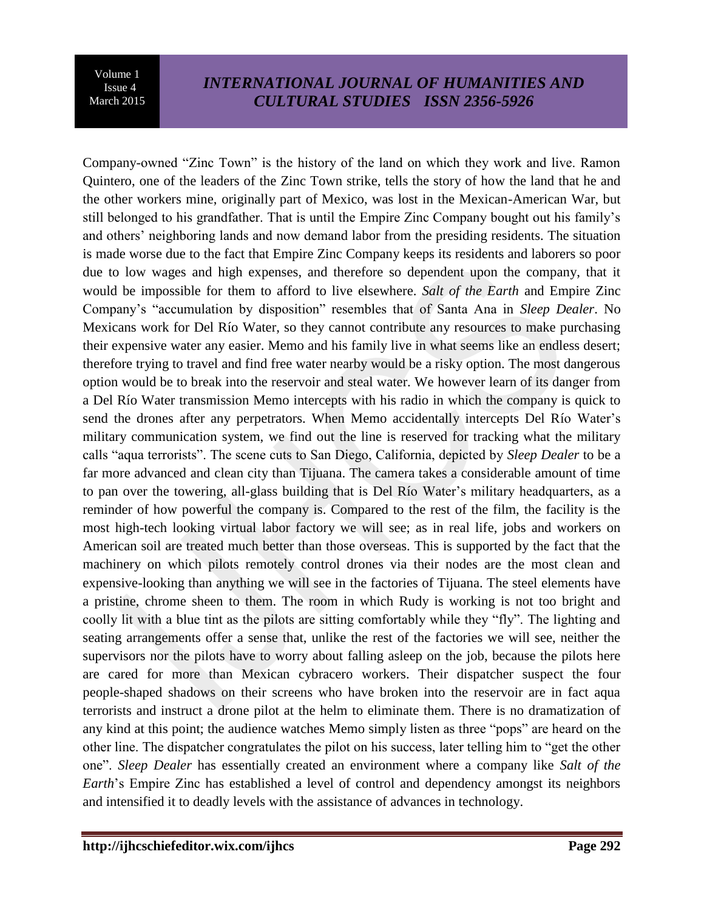Company-owned "Zinc Town" is the history of the land on which they work and live. Ramon Quintero, one of the leaders of the Zinc Town strike, tells the story of how the land that he and the other workers mine, originally part of Mexico, was lost in the Mexican-American War, but still belonged to his grandfather. That is until the Empire Zinc Company bought out his family's and others' neighboring lands and now demand labor from the presiding residents. The situation is made worse due to the fact that Empire Zinc Company keeps its residents and laborers so poor due to low wages and high expenses, and therefore so dependent upon the company, that it would be impossible for them to afford to live elsewhere. *Salt of the Earth* and Empire Zinc Company's "accumulation by disposition" resembles that of Santa Ana in *Sleep Dealer*. No Mexicans work for Del Río Water, so they cannot contribute any resources to make purchasing their expensive water any easier. Memo and his family live in what seems like an endless desert; therefore trying to travel and find free water nearby would be a risky option. The most dangerous option would be to break into the reservoir and steal water. We however learn of its danger from a Del Río Water transmission Memo intercepts with his radio in which the company is quick to send the drones after any perpetrators. When Memo accidentally intercepts Del Río Water's military communication system, we find out the line is reserved for tracking what the military calls "aqua terrorists". The scene cuts to San Diego, California, depicted by *Sleep Dealer* to be a far more advanced and clean city than Tijuana. The camera takes a considerable amount of time to pan over the towering, all-glass building that is Del Río Water's military headquarters, as a reminder of how powerful the company is. Compared to the rest of the film, the facility is the most high-tech looking virtual labor factory we will see; as in real life, jobs and workers on American soil are treated much better than those overseas. This is supported by the fact that the machinery on which pilots remotely control drones via their nodes are the most clean and expensive-looking than anything we will see in the factories of Tijuana. The steel elements have a pristine, chrome sheen to them. The room in which Rudy is working is not too bright and coolly lit with a blue tint as the pilots are sitting comfortably while they "fly". The lighting and seating arrangements offer a sense that, unlike the rest of the factories we will see, neither the supervisors nor the pilots have to worry about falling asleep on the job, because the pilots here are cared for more than Mexican cybracero workers. Their dispatcher suspect the four people-shaped shadows on their screens who have broken into the reservoir are in fact aqua terrorists and instruct a drone pilot at the helm to eliminate them. There is no dramatization of any kind at this point; the audience watches Memo simply listen as three "pops" are heard on the other line. The dispatcher congratulates the pilot on his success, later telling him to "get the other one". *Sleep Dealer* has essentially created an environment where a company like *Salt of the Earth*'s Empire Zinc has established a level of control and dependency amongst its neighbors and intensified it to deadly levels with the assistance of advances in technology.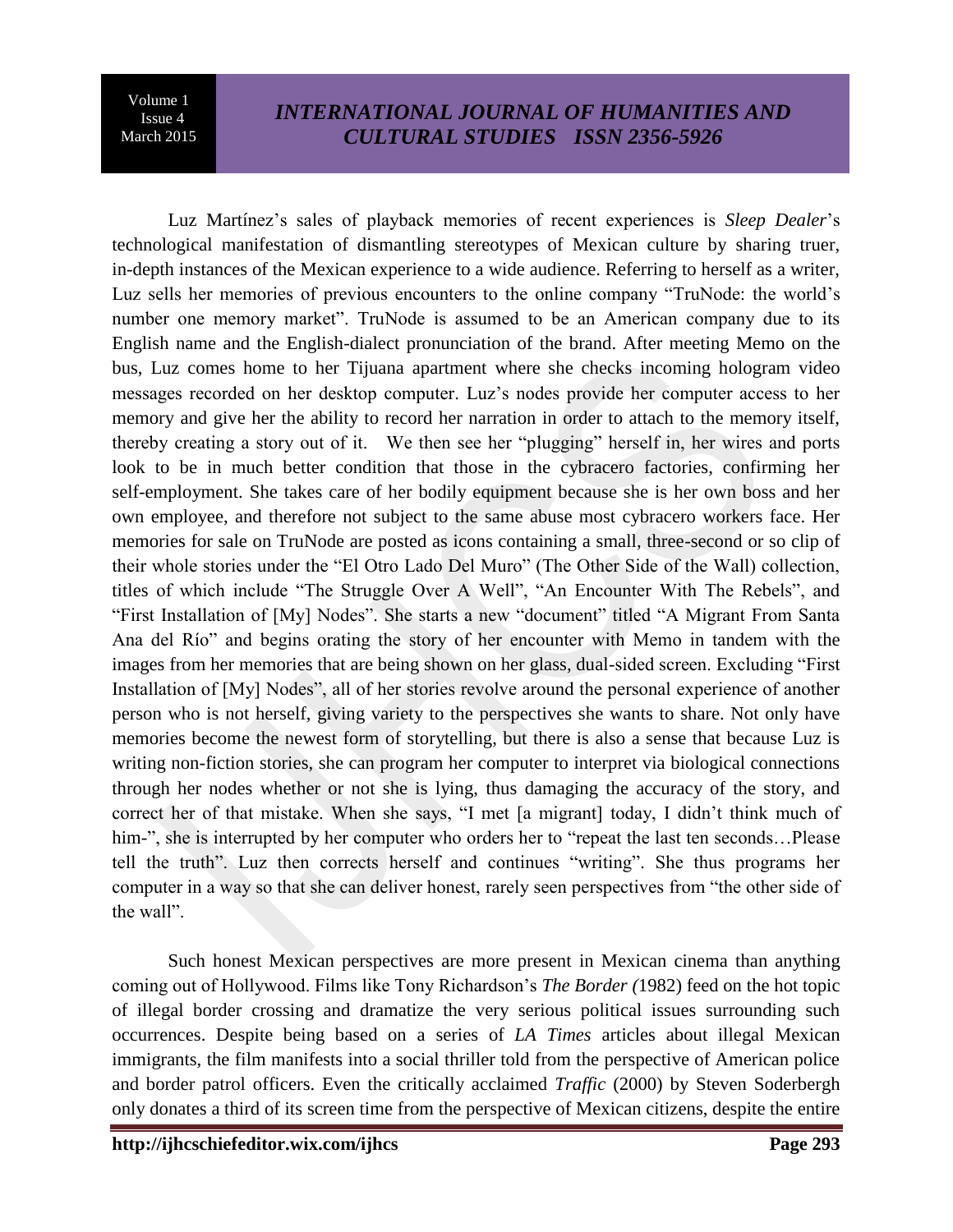Luz Martínez's sales of playback memories of recent experiences is *Sleep Dealer*'s technological manifestation of dismantling stereotypes of Mexican culture by sharing truer, in-depth instances of the Mexican experience to a wide audience. Referring to herself as a writer, Luz sells her memories of previous encounters to the online company "TruNode: the world's number one memory market". TruNode is assumed to be an American company due to its English name and the English-dialect pronunciation of the brand. After meeting Memo on the bus, Luz comes home to her Tijuana apartment where she checks incoming hologram video messages recorded on her desktop computer. Luz's nodes provide her computer access to her memory and give her the ability to record her narration in order to attach to the memory itself, thereby creating a story out of it. We then see her "plugging" herself in, her wires and ports look to be in much better condition that those in the cybracero factories, confirming her self-employment. She takes care of her bodily equipment because she is her own boss and her own employee, and therefore not subject to the same abuse most cybracero workers face. Her memories for sale on TruNode are posted as icons containing a small, three-second or so clip of their whole stories under the "El Otro Lado Del Muro" (The Other Side of the Wall) collection, titles of which include "The Struggle Over A Well", "An Encounter With The Rebels", and "First Installation of [My] Nodes". She starts a new "document" titled "A Migrant From Santa Ana del Río" and begins orating the story of her encounter with Memo in tandem with the images from her memories that are being shown on her glass, dual-sided screen. Excluding "First Installation of [My] Nodes", all of her stories revolve around the personal experience of another person who is not herself, giving variety to the perspectives she wants to share. Not only have memories become the newest form of storytelling, but there is also a sense that because Luz is writing non-fiction stories, she can program her computer to interpret via biological connections through her nodes whether or not she is lying, thus damaging the accuracy of the story, and correct her of that mistake. When she says, "I met [a migrant] today, I didn't think much of him-", she is interrupted by her computer who orders her to "repeat the last ten seconds…Please tell the truth". Luz then corrects herself and continues "writing". She thus programs her computer in a way so that she can deliver honest, rarely seen perspectives from "the other side of the wall".

Such honest Mexican perspectives are more present in Mexican cinema than anything coming out of Hollywood. Films like Tony Richardson's *The Border* (1982) feed on the hot topic of illegal border crossing and dramatize the very serious political issues surrounding such occurrences. Despite being based on a series of *LA Times* articles about illegal Mexican immigrants, the film manifests into a social thriller told from the perspective of American police and border patrol officers. Even the critically acclaimed *Traffic* (2000) by Steven Soderbergh only donates a third of its screen time from the perspective of Mexican citizens, despite the entire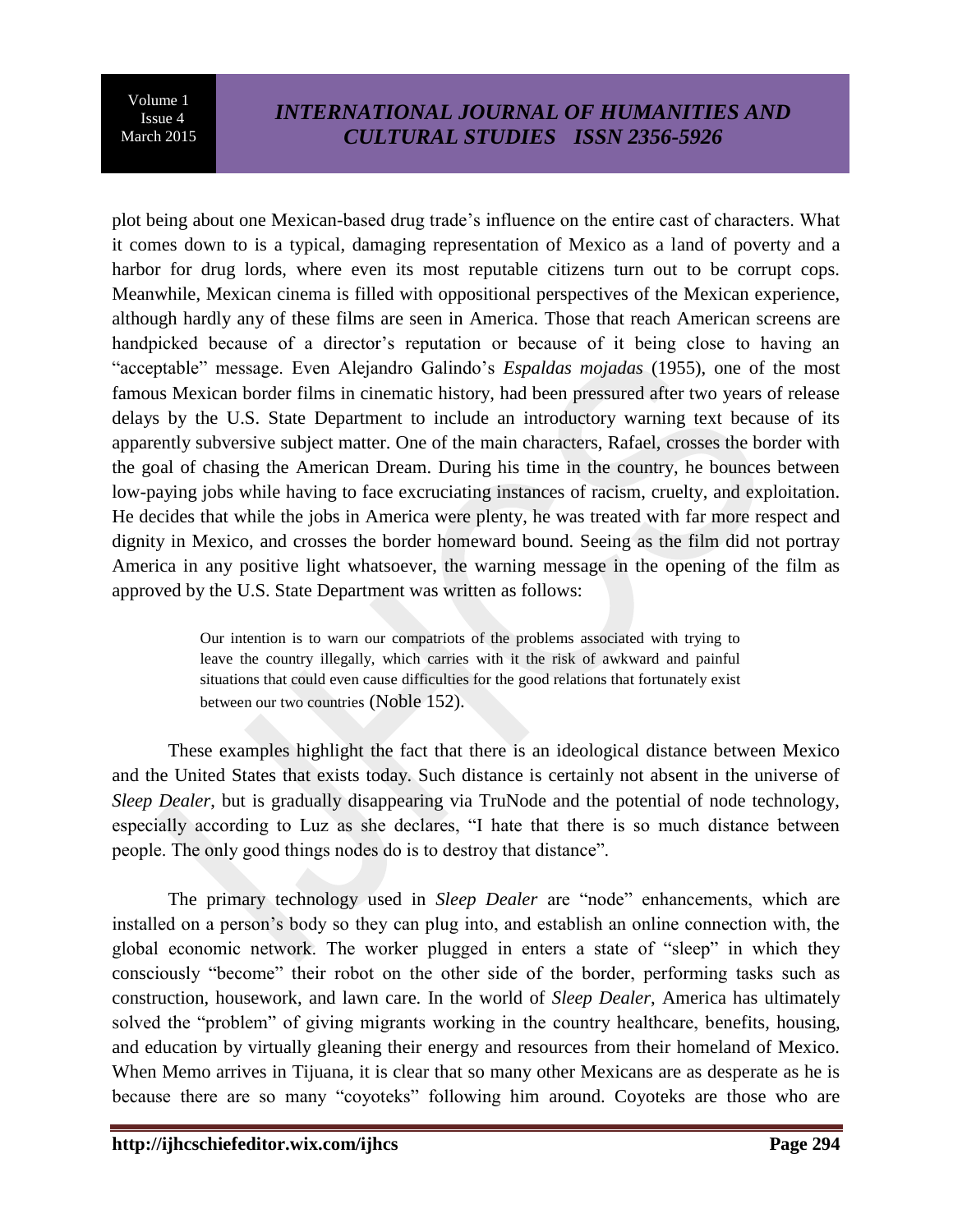plot being about one Mexican-based drug trade's influence on the entire cast of characters. What it comes down to is a typical, damaging representation of Mexico as a land of poverty and a harbor for drug lords, where even its most reputable citizens turn out to be corrupt cops. Meanwhile, Mexican cinema is filled with oppositional perspectives of the Mexican experience, although hardly any of these films are seen in America. Those that reach American screens are handpicked because of a director's reputation or because of it being close to having an "acceptable" message. Even Alejandro Galindo's *Espaldas mojadas* (1955), one of the most famous Mexican border films in cinematic history, had been pressured after two years of release delays by the U.S. State Department to include an introductory warning text because of its apparently subversive subject matter. One of the main characters, Rafael, crosses the border with the goal of chasing the American Dream. During his time in the country, he bounces between low-paying jobs while having to face excruciating instances of racism, cruelty, and exploitation. He decides that while the jobs in America were plenty, he was treated with far more respect and dignity in Mexico, and crosses the border homeward bound. Seeing as the film did not portray America in any positive light whatsoever, the warning message in the opening of the film as approved by the U.S. State Department was written as follows:

> Our intention is to warn our compatriots of the problems associated with trying to leave the country illegally, which carries with it the risk of awkward and painful situations that could even cause difficulties for the good relations that fortunately exist between our two countries (Noble 152).

These examples highlight the fact that there is an ideological distance between Mexico and the United States that exists today. Such distance is certainly not absent in the universe of *Sleep Dealer*, but is gradually disappearing via TruNode and the potential of node technology, especially according to Luz as she declares, "I hate that there is so much distance between people. The only good things nodes do is to destroy that distance".

The primary technology used in *Sleep Dealer* are "node" enhancements, which are installed on a person's body so they can plug into, and establish an online connection with, the global economic network. The worker plugged in enters a state of "sleep" in which they consciously "become" their robot on the other side of the border, performing tasks such as construction, housework, and lawn care. In the world of *Sleep Dealer*, America has ultimately solved the "problem" of giving migrants working in the country healthcare, benefits, housing, and education by virtually gleaning their energy and resources from their homeland of Mexico. When Memo arrives in Tijuana, it is clear that so many other Mexicans are as desperate as he is because there are so many "coyoteks" following him around. Coyoteks are those who are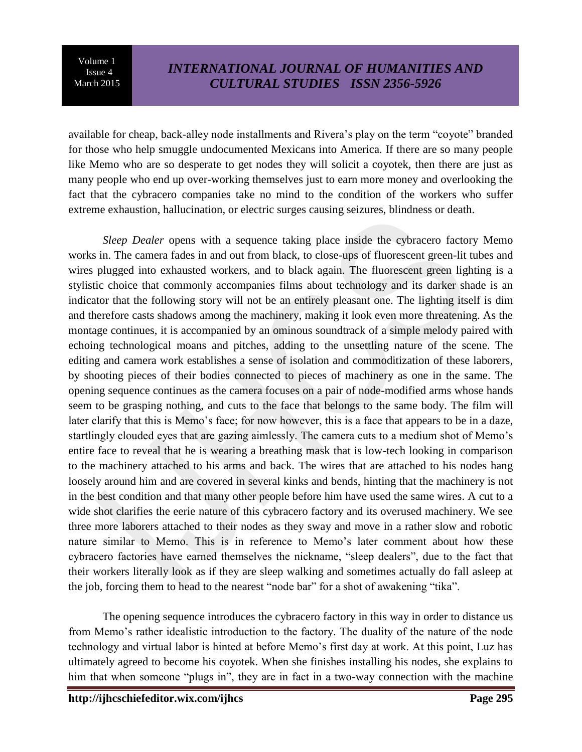available for cheap, back-alley node installments and Rivera's play on the term "coyote" branded for those who help smuggle undocumented Mexicans into America. If there are so many people like Memo who are so desperate to get nodes they will solicit a coyotek, then there are just as many people who end up over-working themselves just to earn more money and overlooking the fact that the cybracero companies take no mind to the condition of the workers who suffer extreme exhaustion, hallucination, or electric surges causing seizures, blindness or death.

*Sleep Dealer* opens with a sequence taking place inside the cybracero factory Memo works in. The camera fades in and out from black, to close-ups of fluorescent green-lit tubes and wires plugged into exhausted workers, and to black again. The fluorescent green lighting is a stylistic choice that commonly accompanies films about technology and its darker shade is an indicator that the following story will not be an entirely pleasant one. The lighting itself is dim and therefore casts shadows among the machinery, making it look even more threatening. As the montage continues, it is accompanied by an ominous soundtrack of a simple melody paired with echoing technological moans and pitches, adding to the unsettling nature of the scene. The editing and camera work establishes a sense of isolation and commoditization of these laborers, by shooting pieces of their bodies connected to pieces of machinery as one in the same. The opening sequence continues as the camera focuses on a pair of node-modified arms whose hands seem to be grasping nothing, and cuts to the face that belongs to the same body. The film will later clarify that this is Memo's face; for now however, this is a face that appears to be in a daze, startlingly clouded eyes that are gazing aimlessly. The camera cuts to a medium shot of Memo's entire face to reveal that he is wearing a breathing mask that is low-tech looking in comparison to the machinery attached to his arms and back. The wires that are attached to his nodes hang loosely around him and are covered in several kinks and bends, hinting that the machinery is not in the best condition and that many other people before him have used the same wires. A cut to a wide shot clarifies the eerie nature of this cybracero factory and its overused machinery. We see three more laborers attached to their nodes as they sway and move in a rather slow and robotic nature similar to Memo. This is in reference to Memo's later comment about how these cybracero factories have earned themselves the nickname, "sleep dealers", due to the fact that their workers literally look as if they are sleep walking and sometimes actually do fall asleep at the job, forcing them to head to the nearest "node bar" for a shot of awakening "tika".

The opening sequence introduces the cybracero factory in this way in order to distance us from Memo's rather idealistic introduction to the factory. The duality of the nature of the node technology and virtual labor is hinted at before Memo's first day at work. At this point, Luz has ultimately agreed to become his coyotek. When she finishes installing his nodes, she explains to him that when someone "plugs in", they are in fact in a two-way connection with the machine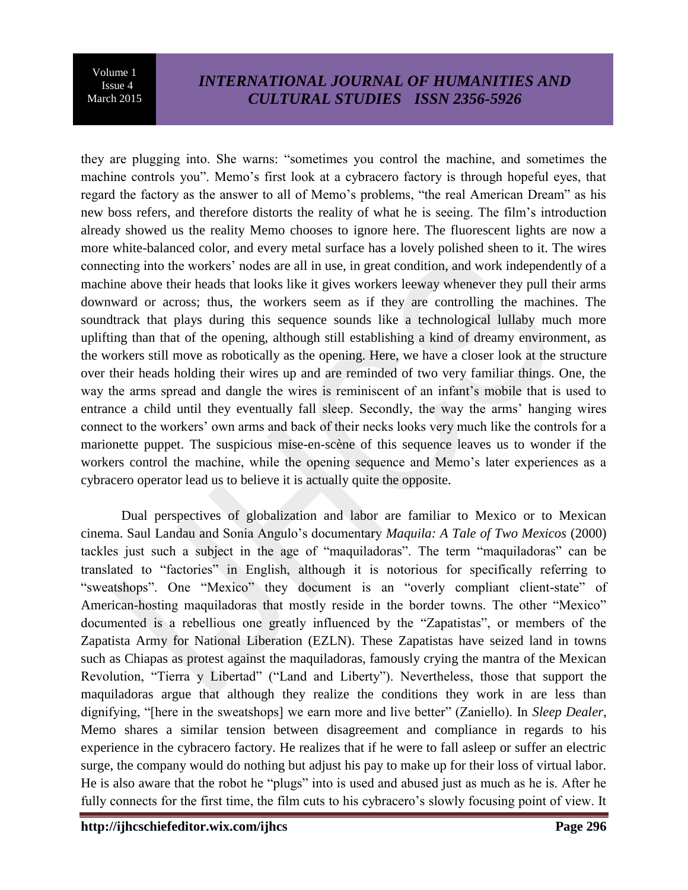they are plugging into. She warns: "sometimes you control the machine, and sometimes the machine controls you". Memo's first look at a cybracero factory is through hopeful eyes, that regard the factory as the answer to all of Memo's problems, "the real American Dream" as his new boss refers, and therefore distorts the reality of what he is seeing. The film's introduction already showed us the reality Memo chooses to ignore here. The fluorescent lights are now a more white-balanced color, and every metal surface has a lovely polished sheen to it. The wires connecting into the workers' nodes are all in use, in great condition, and work independently of a machine above their heads that looks like it gives workers leeway whenever they pull their arms downward or across; thus, the workers seem as if they are controlling the machines. The soundtrack that plays during this sequence sounds like a technological lullaby much more uplifting than that of the opening, although still establishing a kind of dreamy environment, as the workers still move as robotically as the opening. Here, we have a closer look at the structure over their heads holding their wires up and are reminded of two very familiar things. One, the way the arms spread and dangle the wires is reminiscent of an infant's mobile that is used to entrance a child until they eventually fall sleep. Secondly, the way the arms' hanging wires connect to the workers' own arms and back of their necks looks very much like the controls for a marionette puppet. The suspicious mise-en-scène of this sequence leaves us to wonder if the workers control the machine, while the opening sequence and Memo's later experiences as a cybracero operator lead us to believe it is actually quite the opposite.

Dual perspectives of globalization and labor are familiar to Mexico or to Mexican cinema. Saul Landau and Sonia Angulo's documentary *Maquila: A Tale of Two Mexicos* (2000) tackles just such a subject in the age of "maquiladoras". The term "maquiladoras" can be translated to "factories" in English, although it is notorious for specifically referring to "sweatshops". One "Mexico" they document is an "overly compliant client-state" of American-hosting maquiladoras that mostly reside in the border towns. The other "Mexico" documented is a rebellious one greatly influenced by the "Zapatistas", or members of the Zapatista Army for National Liberation (EZLN). These Zapatistas have seized land in towns such as Chiapas as protest against the maquiladoras, famously crying the mantra of the Mexican Revolution, "Tierra y Libertad" ("Land and Liberty"). Nevertheless, those that support the maquiladoras argue that although they realize the conditions they work in are less than dignifying, "[here in the sweatshops] we earn more and live better" (Zaniello). In *Sleep Dealer*, Memo shares a similar tension between disagreement and compliance in regards to his experience in the cybracero factory. He realizes that if he were to fall asleep or suffer an electric surge, the company would do nothing but adjust his pay to make up for their loss of virtual labor. He is also aware that the robot he "plugs" into is used and abused just as much as he is. After he fully connects for the first time, the film cuts to his cybracero's slowly focusing point of view. It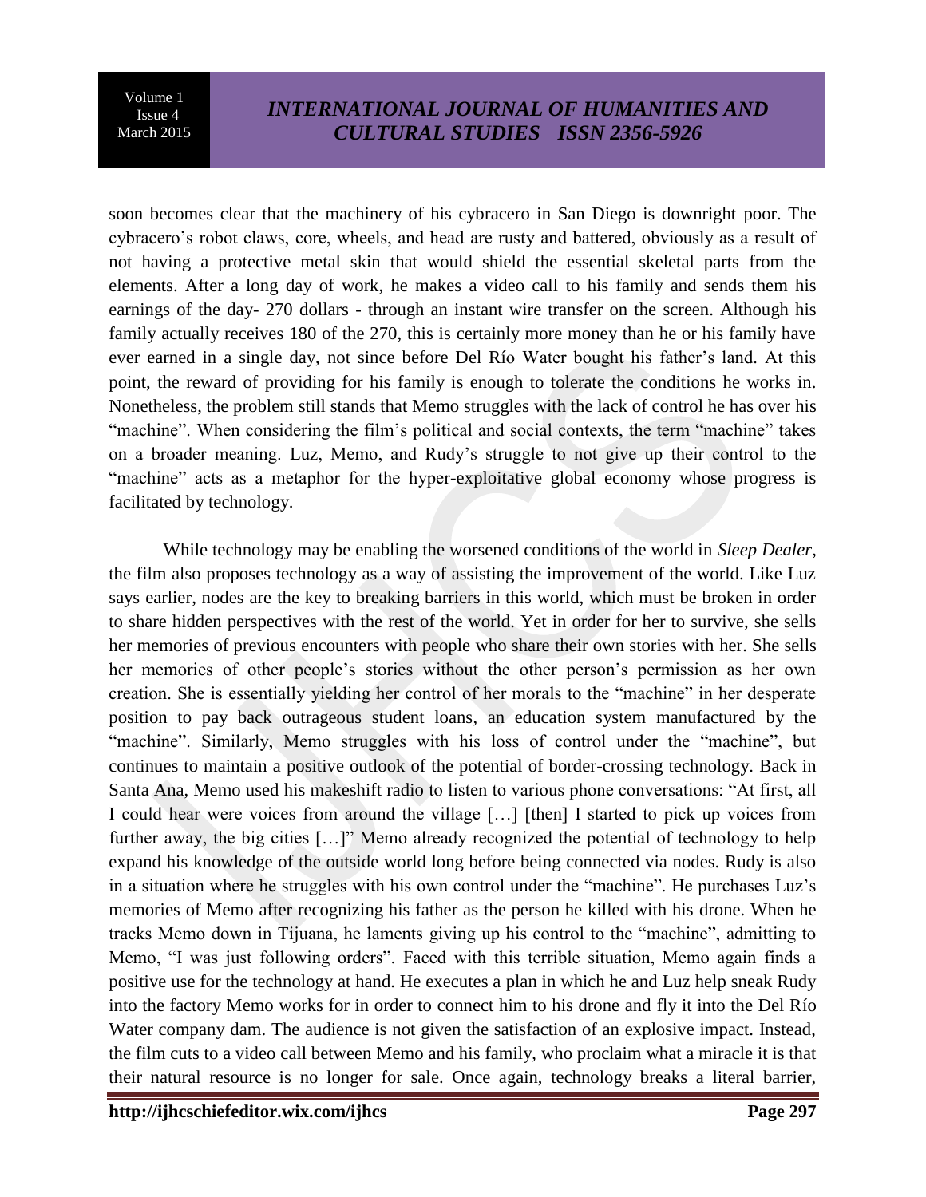soon becomes clear that the machinery of his cybracero in San Diego is downright poor. The cybracero's robot claws, core, wheels, and head are rusty and battered, obviously as a result of not having a protective metal skin that would shield the essential skeletal parts from the elements. After a long day of work, he makes a video call to his family and sends them his earnings of the day- 270 dollars - through an instant wire transfer on the screen. Although his family actually receives 180 of the 270, this is certainly more money than he or his family have ever earned in a single day, not since before Del Río Water bought his father's land. At this point, the reward of providing for his family is enough to tolerate the conditions he works in. Nonetheless, the problem still stands that Memo struggles with the lack of control he has over his "machine". When considering the film's political and social contexts, the term "machine" takes on a broader meaning. Luz, Memo, and Rudy's struggle to not give up their control to the "machine" acts as a metaphor for the hyper-exploitative global economy whose progress is facilitated by technology.

While technology may be enabling the worsened conditions of the world in *Sleep Dealer*, the film also proposes technology as a way of assisting the improvement of the world. Like Luz says earlier, nodes are the key to breaking barriers in this world, which must be broken in order to share hidden perspectives with the rest of the world. Yet in order for her to survive, she sells her memories of previous encounters with people who share their own stories with her. She sells her memories of other people's stories without the other person's permission as her own creation. She is essentially yielding her control of her morals to the "machine" in her desperate position to pay back outrageous student loans, an education system manufactured by the "machine". Similarly, Memo struggles with his loss of control under the "machine", but continues to maintain a positive outlook of the potential of border-crossing technology. Back in Santa Ana, Memo used his makeshift radio to listen to various phone conversations: "At first, all I could hear were voices from around the village […] [then] I started to pick up voices from further away, the big cities […]" Memo already recognized the potential of technology to help expand his knowledge of the outside world long before being connected via nodes. Rudy is also in a situation where he struggles with his own control under the "machine". He purchases Luz's memories of Memo after recognizing his father as the person he killed with his drone. When he tracks Memo down in Tijuana, he laments giving up his control to the "machine", admitting to Memo, "I was just following orders". Faced with this terrible situation, Memo again finds a positive use for the technology at hand. He executes a plan in which he and Luz help sneak Rudy into the factory Memo works for in order to connect him to his drone and fly it into the Del Río Water company dam. The audience is not given the satisfaction of an explosive impact. Instead, the film cuts to a video call between Memo and his family, who proclaim what a miracle it is that their natural resource is no longer for sale. Once again, technology breaks a literal barrier,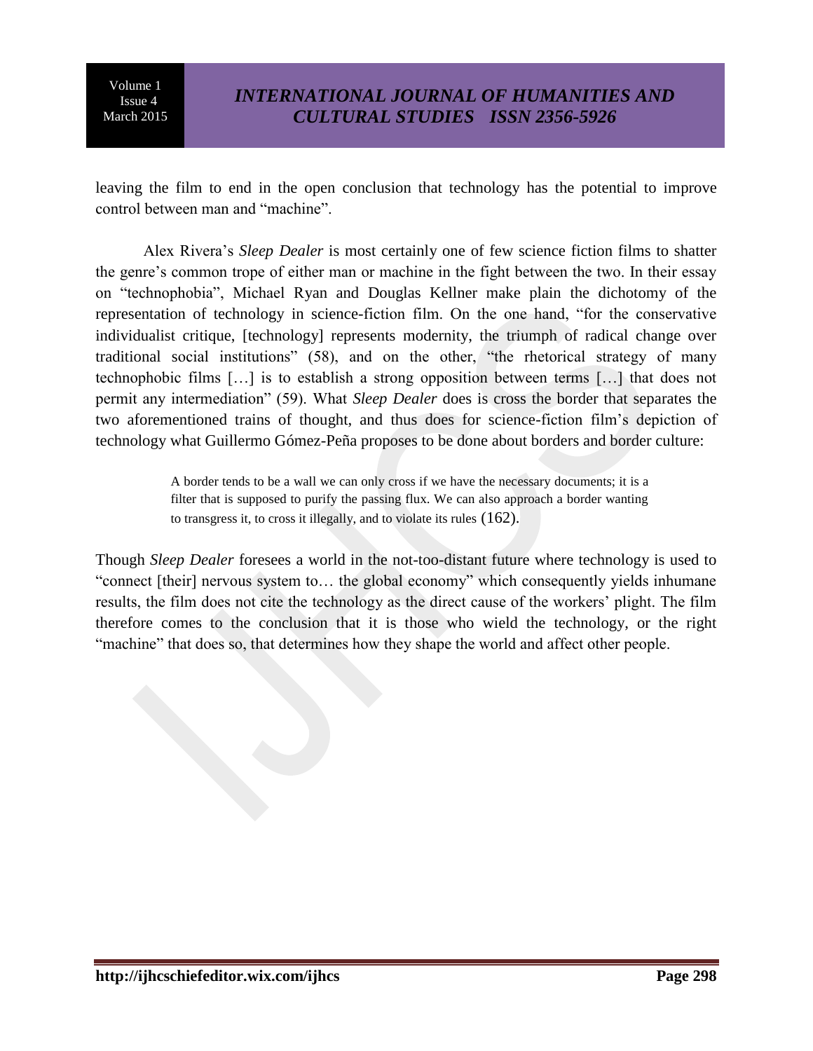leaving the film to end in the open conclusion that technology has the potential to improve control between man and "machine".

Alex Rivera's *Sleep Dealer* is most certainly one of few science fiction films to shatter the genre's common trope of either man or machine in the fight between the two. In their essay on "technophobia", Michael Ryan and Douglas Kellner make plain the dichotomy of the representation of technology in science-fiction film. On the one hand, "for the conservative individualist critique, [technology] represents modernity, the triumph of radical change over traditional social institutions" (58), and on the other, "the rhetorical strategy of many technophobic films […] is to establish a strong opposition between terms […] that does not permit any intermediation" (59). What *Sleep Dealer* does is cross the border that separates the two aforementioned trains of thought, and thus does for science-fiction film's depiction of technology what Guillermo Gómez-Peña proposes to be done about borders and border culture:

> A border tends to be a wall we can only cross if we have the necessary documents; it is a filter that is supposed to purify the passing flux. We can also approach a border wanting to transgress it, to cross it illegally, and to violate its rules (162).

Though *Sleep Dealer* foresees a world in the not-too-distant future where technology is used to "connect [their] nervous system to… the global economy" which consequently yields inhumane results, the film does not cite the technology as the direct cause of the workers' plight. The film therefore comes to the conclusion that it is those who wield the technology, or the right "machine" that does so, that determines how they shape the world and affect other people.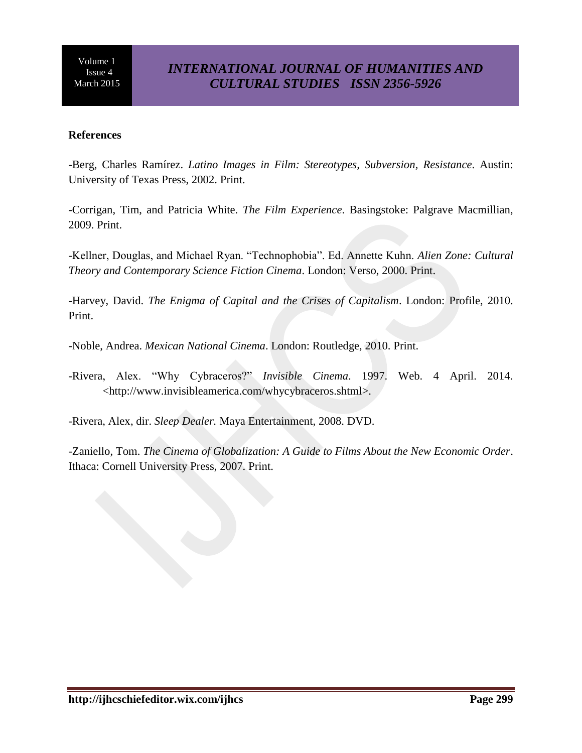**References**

-Berg, Charles Ramírez. *Latino Images in Film: Stereotypes, Subversion, Resistance*. Austin: University of Texas Press, 2002. Print.

-Corrigan, Tim, and Patricia White. *The Film Experience*. Basingstoke: Palgrave Macmillian, 2009. Print.

-Kellner, Douglas, and Michael Ryan. "Technophobia". Ed. Annette Kuhn. *Alien Zone: Cultural Theory and Contemporary Science Fiction Cinema*. London: Verso, 2000. Print.

-Harvey, David. *The Enigma of Capital and the Crises of Capitalism*. London: Profile, 2010. Print.

-Noble, Andrea. *Mexican National Cinema*. London: Routledge, 2010. Print.

-Rivera, Alex. "Why Cybraceros?" *Invisible Cinema*. 1997. Web. 4 April. 2014. <http://www.invisibleamerica.com/whycybraceros.shtml>.

-Rivera, Alex, dir. *Sleep Dealer.* Maya Entertainment, 2008. DVD.

-Zaniello, Tom. *The Cinema of Globalization: A Guide to Films About the New Economic Order*. Ithaca: Cornell University Press, 2007. Print.